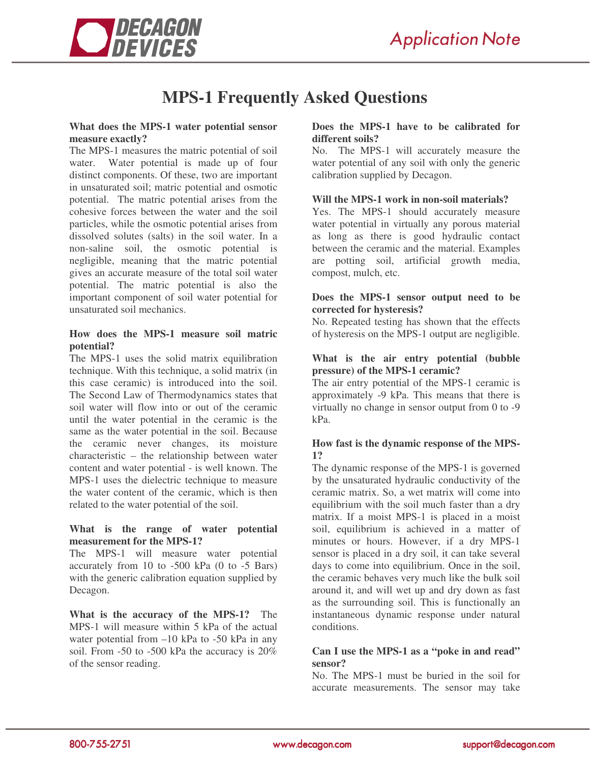# MPS-1 Frequently Asked Questions

**What does the MPS-1 water potential sensor measure exactly?**

The MPS-1 measures the matric potential of soil water. Water potential is made up of four distinct components. Of these, two are important in unsaturated soil; matric potential and osmotic potential. The matric potential arises from the cohesive forces between the water and the soil particles, while the osmotic potential arises from dissolved solutes (salts) in the soil water. In a non-saline soil, the osmotic potential is negligible, meaning that the matric potential gives an accurate measure of the total soil water potential. The matric potential is also the important component of soil water potential for unsaturated soil mechanics.

**How does the MPS-1 measure soil matric potential?**

The MPS-1 uses the solid matrix equilibration technique. With this technique, a solid matrix (in this case ceramic) is introduced into the soil. The Second Law of Thermodynamics states that soil water will flow into or out of the ceramic until the water potential in the ceramic is the same as the water potential in the soil. Because the ceramic never changes, its moisture characteristic – the relationship between water content and water potential - is well known. The MPS-1 uses the dielectric technique to measure the water content of the ceramic, which is then related to the water potential of the soil.

**What is the range of water potential measurement for the MPS-1?**

The MPS-1 will measure water potential accurately from 10 to -500 kPa (0 to -5 Bars) with the generic calibration equation supplied by Decagon.

**What is the accuracy of the MPS-1?** The MPS-1 will measure within 5 kPa of the actual water potential from –10 kPa to -50 kPa in any soil. From -50 to -500 kPa the accuracy is 20% of the sensor reading.

**Does the MPS-1 have to be calibrated for different soils?**

No. The MPS-1 will accurately measure the water potential of any soil with only the generic calibration supplied by Decagon.

**Will the MPS-1 work in non-soil materials?**

Yes. The MPS-1 should accurately measure water potential in virtually any porous material as long as there is good hydraulic contact between the ceramic and the material. Examples are potting soil, artificial growth media, compost, mulch, etc.

**Does the MPS-1 sensor output need to be corrected for hysteresis?**

No. Repeated testing has shown that the effects of hysteresis on the MPS-1 output are negligible.

**What is the air entry potential (bubble pressure) of the MPS-1 ceramic?**

The air entry potential of the MPS-1 ceramic is approximately -9 kPa. This means that there is virtually no change in sensor output from 0 to -9 kPa.

**How fast is the dynamic response of the MPS-1?**

The dynamic response of the MPS-1 is governed by the unsaturated hydraulic conductivity of the ceramic matrix. So, a wet matrix will come into equilibrium with the soil much faster than a dry matrix. If a moist MPS-1 is placed in a moist soil, equilibrium is achieved in a matter of minutes or hours. However, if a dry MPS-1 sensor is placed in a dry soil, it can take several days to come into equilibrium. Once in the soil, the ceramic behaves very much like the bulk soil around it, and will wet up and dry down as fast as the surrounding soil. This is functionally an instantaneous dynamic response under natural conditions.

**Can I use the MPS-1 as a "poke in and read" sensor?**

No. The MPS-1 must be buried in the soil for accurate measurements. The sensor may take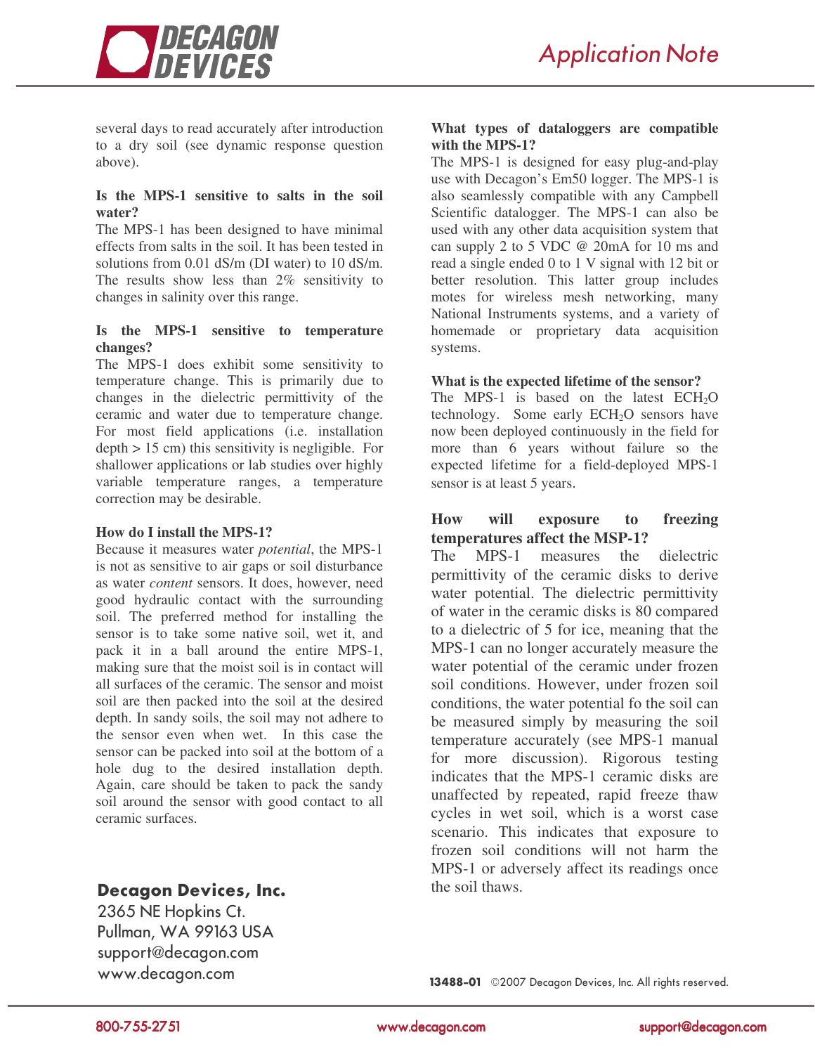several days to read accurately after introduction to a dry soil (see dynamic response question above).

**Is the MPS-1 sensitive to salts in the soil water?**

The MPS-1 has been designed to have minimal effects from salts in the soil. It has been tested in solutions from 0.01 dS/m (DI water) to 10 dS/m. The results show less than 2% sensitivity to changes in salinity over this range.

**Is the MPS-1 sensitive to temperature changes?**

The MPS-1 does exhibit some sensitivity to temperature change. This is primarily due to changes in the dielectric permittivity of the ceramic and water due to temperature change. For most field applications (i.e. installation depth > 15 cm) this sensitivity is negligible. For shallower applications or lab studies over highly variable temperature ranges, a temperature correction may be desirable.

**How do I install the MPS-1?**

Because it measures water *potential*, the MPS-1 is not as sensitive to air gaps or soil disturbance as water *content* sensors. It does, however, need good hydraulic contact with the surrounding soil. The preferred method for installing the sensor is to take some native soil, wet it, and pack it in a ball around the entire MPS-1, making sure that the moist soil is in contact will all surfaces of the ceramic. The sensor and moist soil are then packed into the soil at the desired depth. In sandy soils, the soil may not adhere to the sensor even when wet. In this case the sensor can be packed into soil at the bottom of a hole dug to the desired installation depth. Again, care should be taken to pack the sandy soil around the sensor with good contact to all ceramic surfaces.

**What types of dataloggers are compatible with the MPS-1?**

The MPS-1 is designed for easy plug-and-play use with Decagon's Em50 logger. The MPS-1 is also seamlessly compatible with any Campbell Scientific datalogger. The MPS-1 can also be used with any other data acquisition system that can supply 2 to 5 VDC @ 20mA for 10 ms and read a single ended 0 to 1 V signal with 12 bit or better resolution. This latter group includes motes for wireless mesh networking, many National Instruments systems, and a variety of homemade or proprietary data acquisition systems.

**What is the expected lifetime of the sensor?**

The MPS-1 is based on the latest ECH$_2$O technology. Some early ECH$_2$O sensors have now been deployed continuously in the field for more than 6 years without failure so the expected lifetime for a field-deployed MPS-1 sensor is at least 5 years.

**How will exposure to freezing temperatures affect the MSP-1?**

The MPS-1 measures the dielectric permittivity of the ceramic disks to derive water potential. The dielectric permittivity of water in the ceramic disks is 80 compared to a dielectric of 5 for ice, meaning that the MPS-1 can no longer accurately measure the water potential of the ceramic under frozen soil conditions. However, under frozen soil conditions, the water potential fo the soil can be measured simply by measuring the soil temperature accurately (see MPS-1 manual for more discussion). Rigorous testing indicates that the MPS-1 ceramic disks are unaffected by repeated, rapid freeze thaw cycles in wet soil, which is a worst case scenario. This indicates that exposure to frozen soil conditions will not harm the MPS-1 or adversely affect its readings once the soil thaws.

**Decagon Devices, Inc.**
2365 NE Hopkins Ct.
Pullman, WA 99163 USA
support@decagon.com
www.decagon.com

**13488-01** ©2007 Decagon Devices, Inc. All rights reserved.